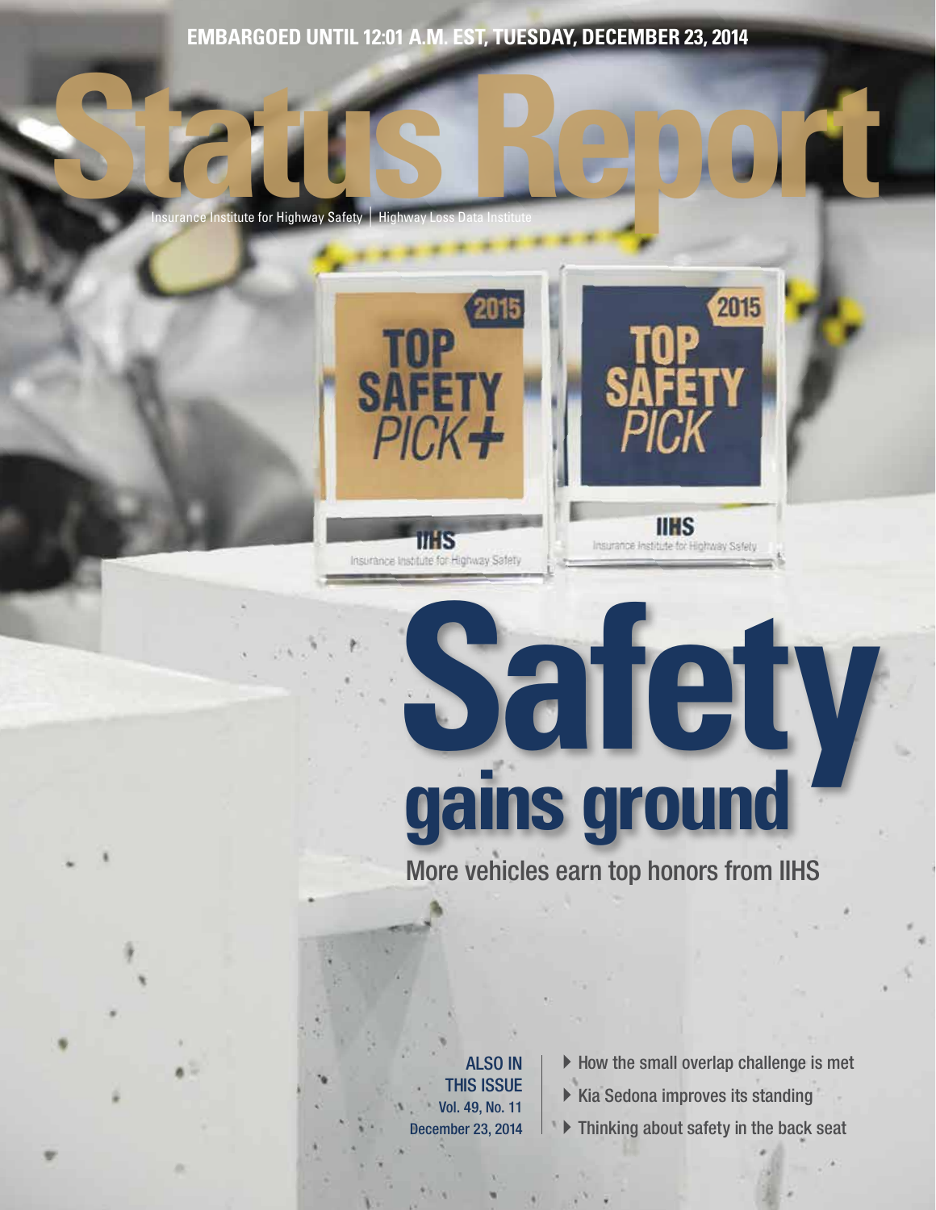**EMBARGOED UNTIL 12:01 A.M. EST, TUESDAY, DECEMBER 23, 2014**

# Status Report

Insurance Institute for Highway Safety | Highway Loss Data Institute

2015 TOP SAFETY PICK+

IIHS Insurance Institute for Highway Safety

2015 TOP SAFETY PICK

IIHS Insurance Institute for Highway Safety

# Safety gains ground

## More vehicles earn top honors from IIHS

**ALSO IN THIS ISSUE**
Vol. 49, No. 11
December 23, 2014

- How the small overlap challenge is met
- Kia Sedona improves its standing
- Thinking about safety in the back seat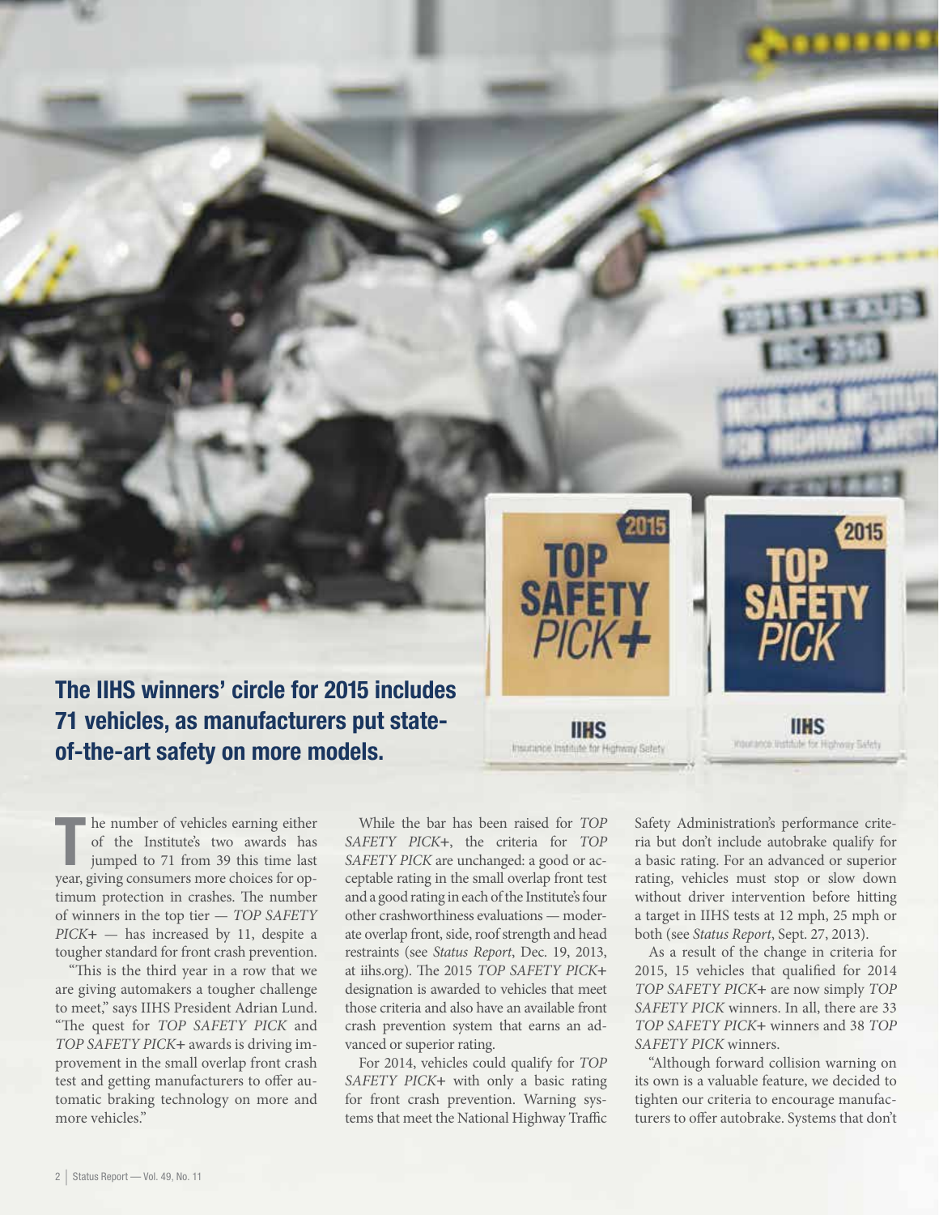## The IIHS winners' circle for 2015 includes 71 vehicles, as manufacturers put state-of-the-art safety on more models.

The number of vehicles earning either of the Institute's two awards has jumped to 71 from 39 this time last year, giving consumers more choices for optimum protection in crashes. The number of winners in the top tier — *TOP SAFETY PICK+* — has increased by 11, despite a tougher standard for front crash prevention.

"This is the third year in a row that we are giving automakers a tougher challenge to meet," says IIHS President Adrian Lund. "The quest for *TOP SAFETY PICK* and *TOP SAFETY PICK+* awards is driving improvement in the small overlap front crash test and getting manufacturers to offer automatic braking technology on more and more vehicles."

While the bar has been raised for *TOP SAFETY PICK+*, the criteria for *TOP SAFETY PICK* are unchanged: a good or acceptable rating in the small overlap front test and a good rating in each of the Institute's four other crashworthiness evaluations — moderate overlap front, side, roof strength and head restraints (see *Status Report*, Dec. 19, 2013, at iihs.org). The 2015 *TOP SAFETY PICK+* designation is awarded to vehicles that meet those criteria and also have an available front crash prevention system that earns an advanced or superior rating.

For 2014, vehicles could qualify for *TOP SAFETY PICK+* with only a basic rating for front crash prevention. Warning systems that meet the National Highway Traffic Safety Administration's performance criteria but don't include autobrake qualify for a basic rating. For an advanced or superior rating, vehicles must stop or slow down without driver intervention before hitting a target in IIHS tests at 12 mph, 25 mph or both (see *Status Report*, Sept. 27, 2013).

As a result of the change in criteria for 2015, 15 vehicles that qualified for 2014 *TOP SAFETY PICK+* are now simply *TOP SAFETY PICK* winners. In all, there are 33 *TOP SAFETY PICK+* winners and 38 *TOP SAFETY PICK* winners.

"Although forward collision warning on its own is a valuable feature, we decided to tighten our criteria to encourage manufacturers to offer autobrake. Systems that don't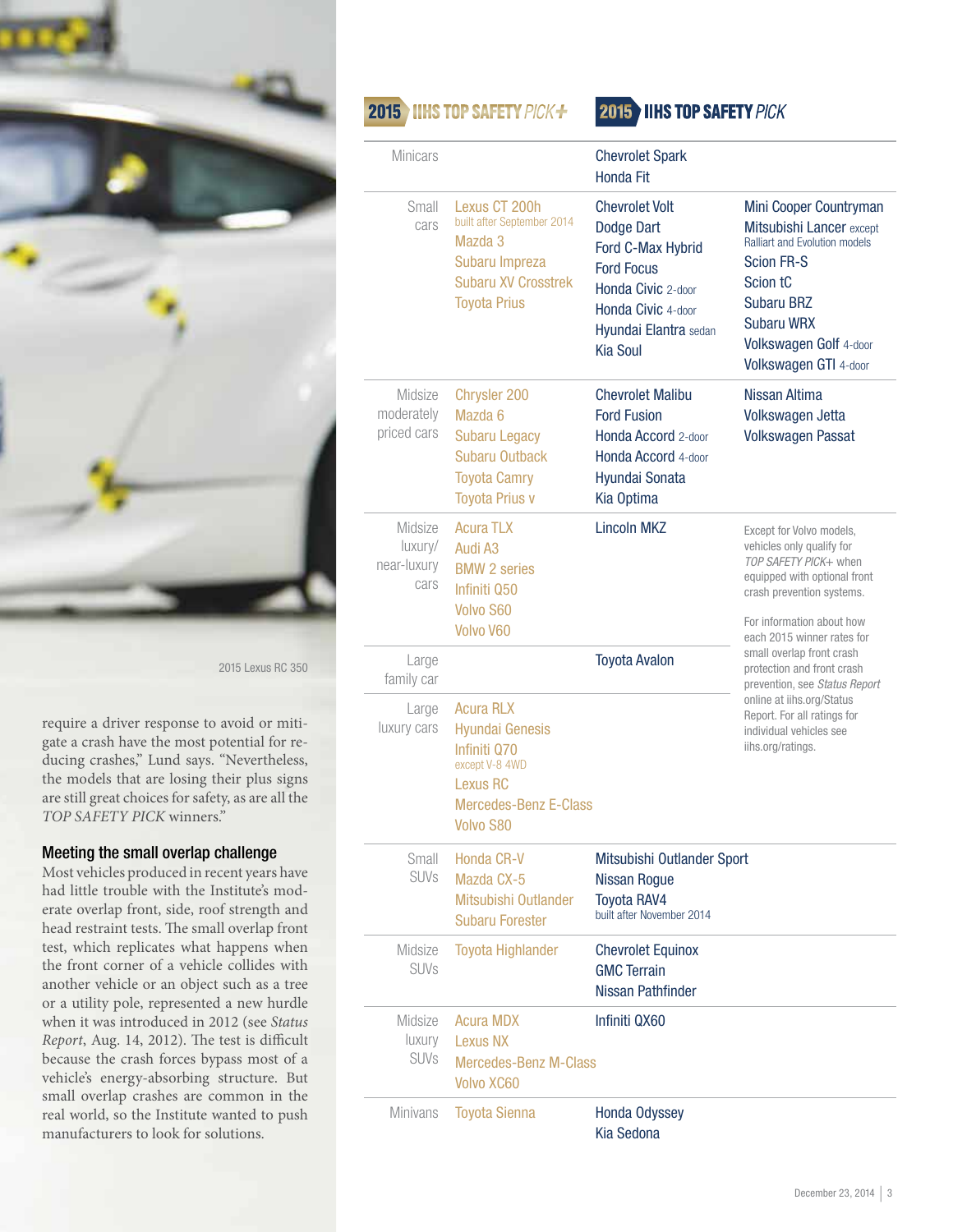2015 Lexus RC 350

require a driver response to avoid or mitigate a crash have the most potential for reducing crashes," Lund says. "Nevertheless, the models that are losing their plus signs are still great choices for safety, as are all the *TOP SAFETY PICK* winners."

### Meeting the small overlap challenge

Most vehicles produced in recent years have had little trouble with the Institute's moderate overlap front, side, roof strength and head restraint tests. The small overlap front test, which replicates what happens when the front corner of a vehicle collides with another vehicle or an object such as a tree or a utility pole, represented a new hurdle when it was introduced in 2012 (see *Status Report*, Aug. 14, 2012). The test is difficult because the crash forces bypass most of a vehicle's energy-absorbing structure. But small overlap crashes are common in the real world, so the Institute wanted to push manufacturers to look for solutions.

| | 2015 IIHS TOP SAFETY *PICK+* | 2015 IIHS TOP SAFETY *PICK* | |
|---|---|---|---|
| Minicars | | Chevrolet Spark<br>Honda Fit | |
| Small cars | Lexus CT 200h built after September 2014<br>Mazda 3<br>Subaru Impreza<br>Subaru XV Crosstrek<br>Toyota Prius | Chevrolet Volt<br>Dodge Dart<br>Ford C-Max Hybrid<br>Ford Focus<br>Honda Civic 2-door<br>Honda Civic 4-door<br>Hyundai Elantra sedan<br>Kia Soul | Mini Cooper Countryman<br>Mitsubishi Lancer except Ralliart and Evolution models<br>Scion FR-S<br>Scion tC<br>Subaru BRZ<br>Subaru WRX<br>Volkswagen Golf 4-door<br>Volkswagen GTI 4-door |
| Midsize moderately priced cars | Chrysler 200<br>Mazda 6<br>Subaru Legacy<br>Subaru Outback<br>Toyota Camry<br>Toyota Prius v | Chevrolet Malibu<br>Ford Fusion<br>Honda Accord 2-door<br>Honda Accord 4-door<br>Hyundai Sonata<br>Kia Optima | Nissan Altima<br>Volkswagen Jetta<br>Volkswagen Passat |
| Midsize luxury/near-luxury cars | Acura TLX<br>Audi A3<br>BMW 2 series<br>Infiniti Q50<br>Volvo S60<br>Volvo V60 | Lincoln MKZ | |
| Large family car | | Toyota Avalon | |
| Large luxury cars | Acura RLX<br>Hyundai Genesis<br>Infiniti Q70 except V-8 4WD<br>Lexus RC<br>Mercedes-Benz E-Class<br>Volvo S80 | | |
| Small SUVs | Honda CR-V<br>Mazda CX-5<br>Mitsubishi Outlander<br>Subaru Forester | Mitsubishi Outlander Sport<br>Nissan Rogue<br>Toyota RAV4 built after November 2014 | |
| Midsize SUVs | Toyota Highlander | Chevrolet Equinox<br>GMC Terrain<br>Nissan Pathfinder | |
| Midsize luxury SUVs | Acura MDX<br>Lexus NX<br>Mercedes-Benz M-Class<br>Volvo XC60 | Infiniti QX60 | |
| Minivans | Toyota Sienna | Honda Odyssey<br>Kia Sedona | |

Except for Volvo models, vehicles only qualify for *TOP SAFETY PICK+* when equipped with optional front crash prevention systems.

For information about how each 2015 winner rates for small overlap front crash protection and front crash prevention, see *Status Report* online at iihs.org/Status Report. For all ratings for individual vehicles see iihs.org/ratings.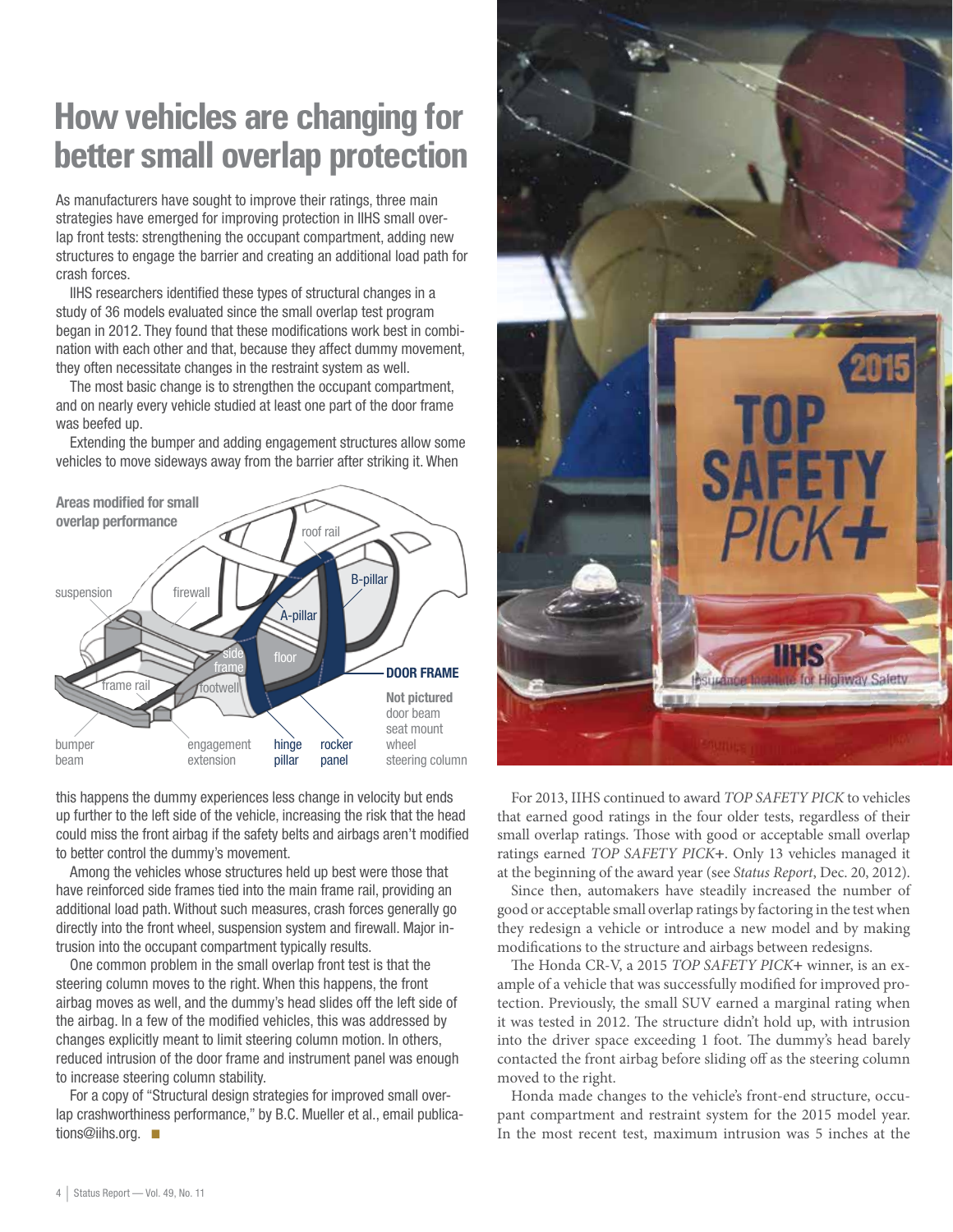# How vehicles are changing for better small overlap protection

As manufacturers have sought to improve their ratings, three main strategies have emerged for improving protection in IIHS small overlap front tests: strengthening the occupant compartment, adding new structures to engage the barrier and creating an additional load path for crash forces.

IIHS researchers identified these types of structural changes in a study of 36 models evaluated since the small overlap test program began in 2012. They found that these modifications work best in combination with each other and that, because they affect dummy movement, they often necessitate changes in the restraint system as well.

The most basic change is to strengthen the occupant compartment, and on nearly every vehicle studied at least one part of the door frame was beefed up.

Extending the bumper and adding engagement structures allow some vehicles to move sideways away from the barrier after striking it. When this happens the dummy experiences less change in velocity but ends up further to the left side of the vehicle, increasing the risk that the head could miss the front airbag if the safety belts and airbags aren't modified to better control the dummy's movement.

**Areas modified for small overlap performance**

roof rail, B-pillar, A-pillar, suspension, firewall, side frame, floor, frame rail, footwell, bumper beam, engagement extension, hinge pillar, rocker panel

**DOOR FRAME**

**Not pictured**
door beam
seat mount
wheel
steering column

Among the vehicles whose structures held up best were those that have reinforced side frames tied into the main frame rail, providing an additional load path. Without such measures, crash forces generally go directly into the front wheel, suspension system and firewall. Major intrusion into the occupant compartment typically results.

One common problem in the small overlap front test is that the steering column moves to the right. When this happens, the front airbag moves as well, and the dummy's head slides off the left side of the airbag. In a few of the modified vehicles, this was addressed by changes explicitly meant to limit steering column motion. In others, reduced intrusion of the door frame and instrument panel was enough to increase steering column stability.

For a copy of "Structural design strategies for improved small overlap crashworthiness performance," by B.C. Mueller et al., email publications@iihs.org. ■

For 2013, IIHS continued to award *TOP SAFETY PICK* to vehicles that earned good ratings in the four older tests, regardless of their small overlap ratings. Those with good or acceptable small overlap ratings earned *TOP SAFETY PICK+*. Only 13 vehicles managed it at the beginning of the award year (see *Status Report*, Dec. 20, 2012).

Since then, automakers have steadily increased the number of good or acceptable small overlap ratings by factoring in the test when they redesign a vehicle or introduce a new model and by making modifications to the structure and airbags between redesigns.

The Honda CR-V, a 2015 *TOP SAFETY PICK+* winner, is an example of a vehicle that was successfully modified for improved protection. Previously, the small SUV earned a marginal rating when it was tested in 2012. The structure didn't hold up, with intrusion into the driver space exceeding 1 foot. The dummy's head barely contacted the front airbag before sliding off as the steering column moved to the right.

Honda made changes to the vehicle's front-end structure, occupant compartment and restraint system for the 2015 model year. In the most recent test, maximum intrusion was 5 inches at the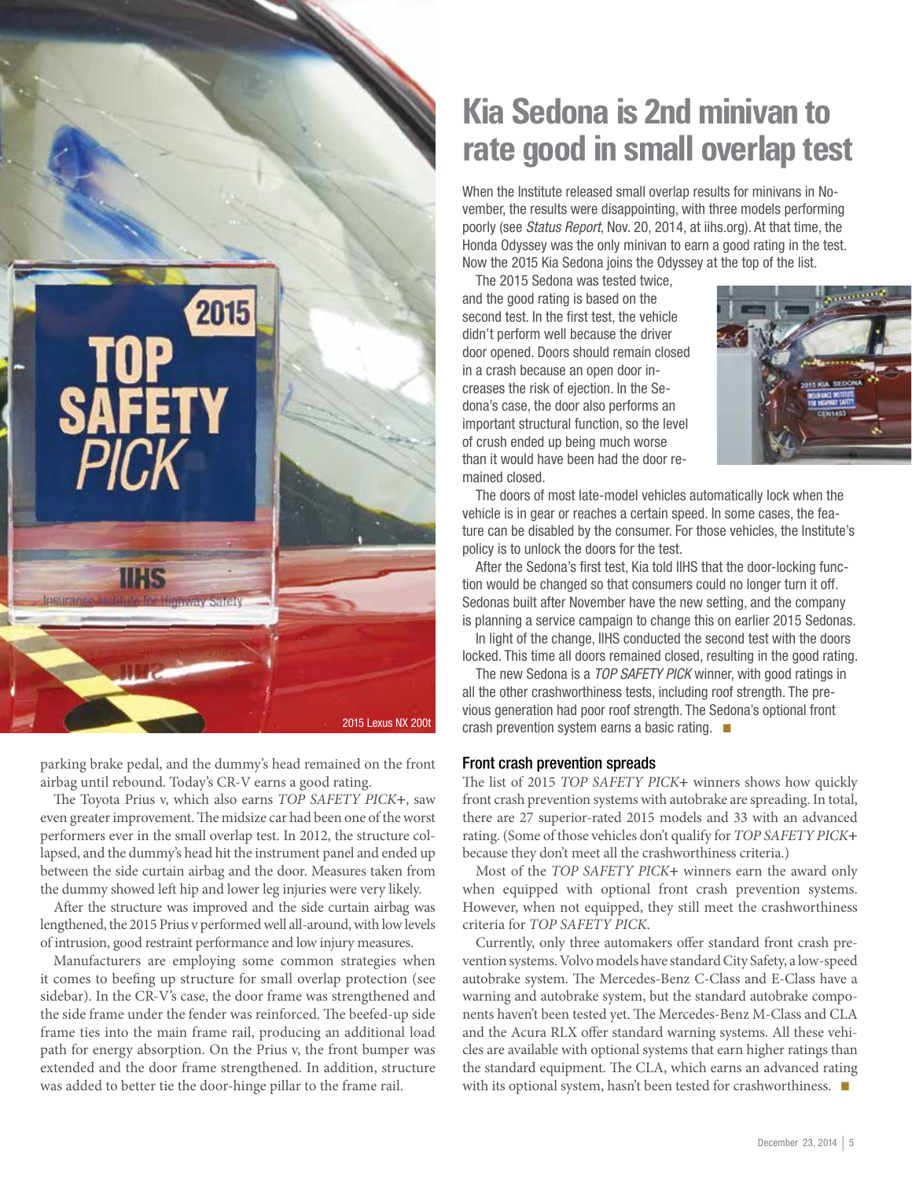2015 Lexus NX 200t

parking brake pedal, and the dummy's head remained on the front airbag until rebound. Today's CR-V earns a good rating.

The Toyota Prius v, which also earns *TOP SAFETY PICK+*, saw even greater improvement. The midsize car had been one of the worst performers ever in the small overlap test. In 2012, the structure collapsed, and the dummy's head hit the instrument panel and ended up between the side curtain airbag and the door. Measures taken from the dummy showed left hip and lower leg injuries were very likely.

After the structure was improved and the side curtain airbag was lengthened, the 2015 Prius v performed well all-around, with low levels of intrusion, good restraint performance and low injury measures.

Manufacturers are employing some common strategies when it comes to beefing up structure for small overlap protection (see sidebar). In the CR-V's case, the door frame was strengthened and the side frame under the fender was reinforced. The beefed-up side frame ties into the main frame rail, producing an additional load path for energy absorption. On the Prius v, the front bumper was extended and the door frame strengthened. In addition, structure was added to better tie the door-hinge pillar to the frame rail.

# Kia Sedona is 2nd minivan to rate good in small overlap test

When the Institute released small overlap results for minivans in November, the results were disappointing, with three models performing poorly (see *Status Report*, Nov. 20, 2014, at iihs.org). At that time, the Honda Odyssey was the only minivan to earn a good rating in the test. Now the 2015 Kia Sedona joins the Odyssey at the top of the list.

The 2015 Sedona was tested twice, and the good rating is based on the second test. In the first test, the vehicle didn't perform well because the driver door opened. Doors should remain closed in a crash because an open door increases the risk of ejection. In the Sedona's case, the door also performs an important structural function, so the level of crush ended up being much worse than it would have been had the door remained closed.

The doors of most late-model vehicles automatically lock when the vehicle is in gear or reaches a certain speed. In some cases, the feature can be disabled by the consumer. For those vehicles, the Institute's policy is to unlock the doors for the test.

After the Sedona's first test, Kia told IIHS that the door-locking function would be changed so that consumers could no longer turn it off. Sedonas built after November have the new setting, and the company is planning a service campaign to change this on earlier 2015 Sedonas.

In light of the change, IIHS conducted the second test with the doors locked. This time all doors remained closed, resulting in the good rating.

The new Sedona is a *TOP SAFETY PICK* winner, with good ratings in all the other crashworthiness tests, including roof strength. The previous generation had poor roof strength. The Sedona's optional front crash prevention system earns a basic rating. ■

## Front crash prevention spreads

The list of 2015 *TOP SAFETY PICK+* winners shows how quickly front crash prevention systems with autobrake are spreading. In total, there are 27 superior-rated 2015 models and 33 with an advanced rating. (Some of those vehicles don't qualify for *TOP SAFETY PICK+* because they don't meet all the crashworthiness criteria.)

Most of the *TOP SAFETY PICK+* winners earn the award only when equipped with optional front crash prevention systems. However, when not equipped, they still meet the crashworthiness criteria for *TOP SAFETY PICK*.

Currently, only three automakers offer standard front crash prevention systems. Volvo models have standard City Safety, a low-speed autobrake system. The Mercedes-Benz C-Class and E-Class have a warning and autobrake system, but the standard autobrake components haven't been tested yet. The Mercedes-Benz M-Class and CLA and the Acura RLX offer standard warning systems. All these vehicles are available with optional systems that earn higher ratings than the standard equipment. The CLA, which earns an advanced rating with its optional system, hasn't been tested for crashworthiness. ■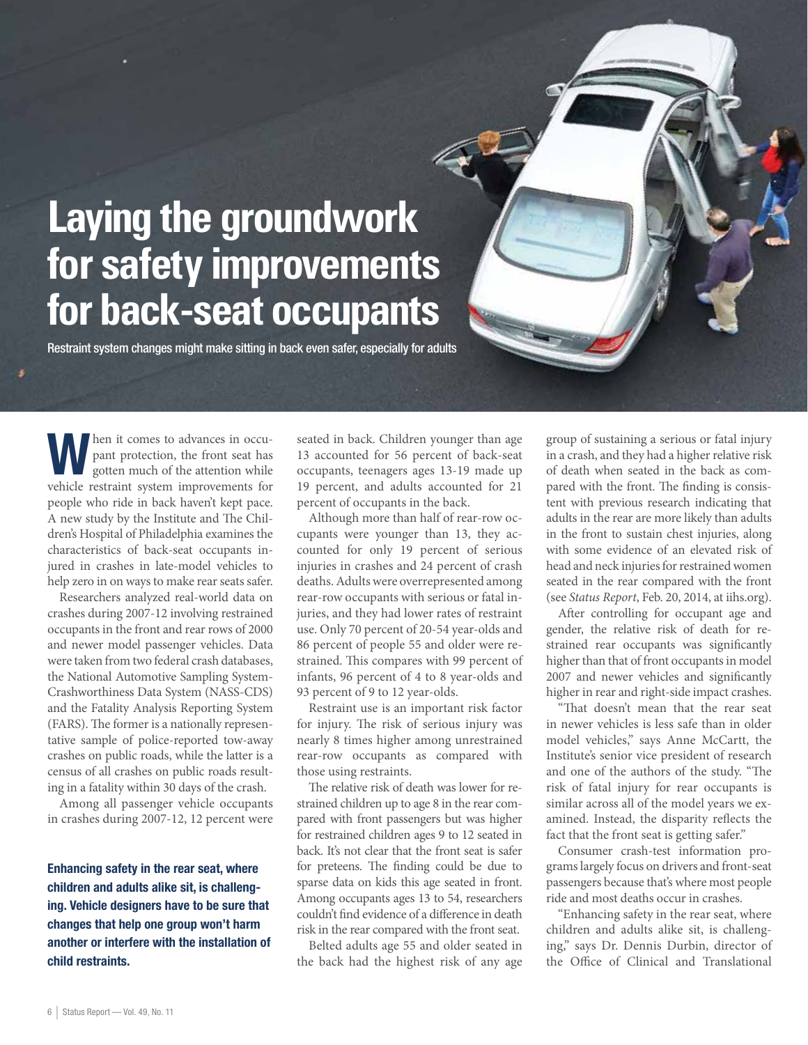# Laying the groundwork for safety improvements for back-seat occupants

Restraint system changes might make sitting in back even safer, especially for adults

When it comes to advances in occupant protection, the front seat has gotten much of the attention while vehicle restraint system improvements for people who ride in back haven't kept pace. A new study by the Institute and The Children's Hospital of Philadelphia examines the characteristics of back-seat occupants injured in crashes in late-model vehicles to help zero in on ways to make rear seats safer.

Researchers analyzed real-world data on crashes during 2007-12 involving restrained occupants in the front and rear rows of 2000 and newer model passenger vehicles. Data were taken from two federal crash databases, the National Automotive Sampling System-Crashworthiness Data System (NASS-CDS) and the Fatality Analysis Reporting System (FARS). The former is a nationally representative sample of police-reported tow-away crashes on public roads, while the latter is a census of all crashes on public roads resulting in a fatality within 30 days of the crash.

Among all passenger vehicle occupants in crashes during 2007-12, 12 percent were seated in back. Children younger than age 13 accounted for 56 percent of back-seat occupants, teenagers ages 13-19 made up 19 percent, and adults accounted for 21 percent of occupants in the back.

Although more than half of rear-row occupants were younger than 13, they accounted for only 19 percent of serious injuries in crashes and 24 percent of crash deaths. Adults were overrepresented among rear-row occupants with serious or fatal injuries, and they had lower rates of restraint use. Only 70 percent of 20-54 year-olds and 86 percent of people 55 and older were restrained. This compares with 99 percent of infants, 96 percent of 4 to 8 year-olds and 93 percent of 9 to 12 year-olds.

Restraint use is an important risk factor for injury. The risk of serious injury was nearly 8 times higher among unrestrained rear-row occupants as compared with those using restraints.

The relative risk of death was lower for restrained children up to age 8 in the rear compared with front passengers but was higher for restrained children ages 9 to 12 seated in back. It's not clear that the front seat is safer for preteens. The finding could be due to sparse data on kids this age seated in front. Among occupants ages 13 to 54, researchers couldn't find evidence of a difference in death risk in the rear compared with the front seat.

Belted adults age 55 and older seated in the back had the highest risk of any age group of sustaining a serious or fatal injury in a crash, and they had a higher relative risk of death when seated in the back as compared with the front. The finding is consistent with previous research indicating that adults in the rear are more likely than adults in the front to sustain chest injuries, along with some evidence of an elevated risk of head and neck injuries for restrained women seated in the rear compared with the front (see *Status Report*, Feb. 20, 2014, at iihs.org).

After controlling for occupant age and gender, the relative risk of death for restrained rear occupants was significantly higher than that of front occupants in model 2007 and newer vehicles and significantly higher in rear and right-side impact crashes.

"That doesn't mean that the rear seat in newer vehicles is less safe than in older model vehicles," says Anne McCartt, the Institute's senior vice president of research and one of the authors of the study. "The risk of fatal injury for rear occupants is similar across all of the model years we examined. Instead, the disparity reflects the fact that the front seat is getting safer."

Consumer crash-test information programs largely focus on drivers and front-seat passengers because that's where most people ride and most deaths occur in crashes.

"Enhancing safety in the rear seat, where children and adults alike sit, is challenging," says Dr. Dennis Durbin, director of the Office of Clinical and Translational

**Enhancing safety in the rear seat, where children and adults alike sit, is challenging. Vehicle designers have to be sure that changes that help one group won't harm another or interfere with the installation of child restraints.**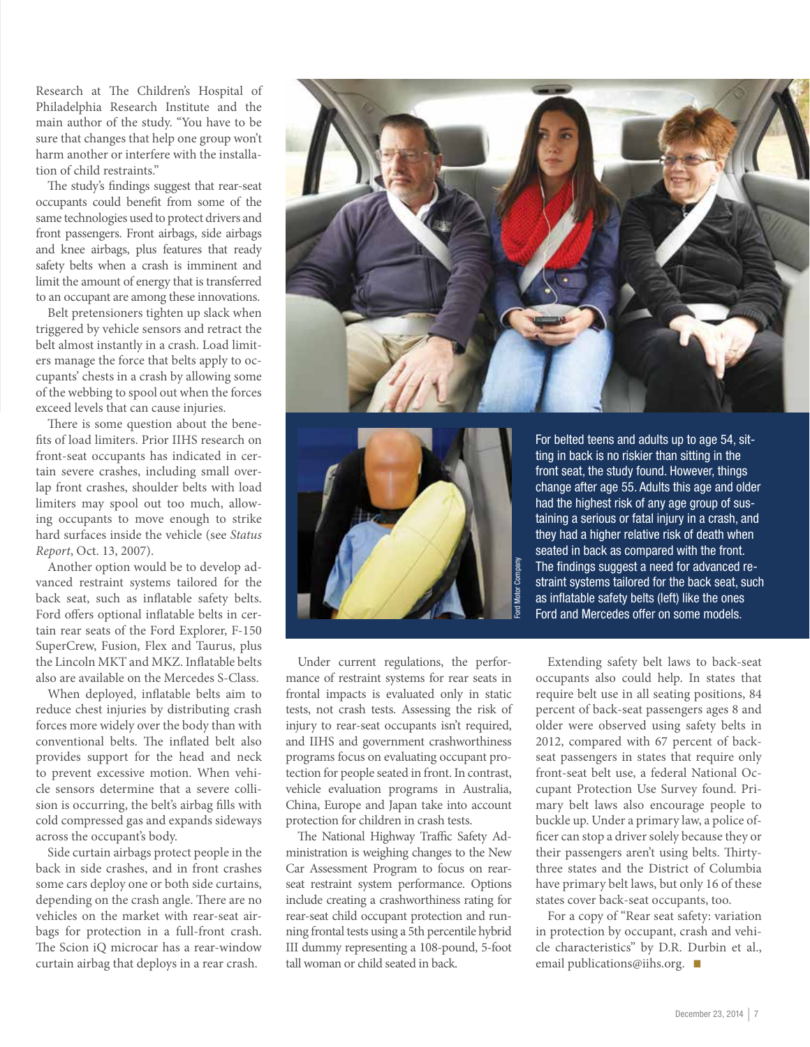Research at The Children's Hospital of Philadelphia Research Institute and the main author of the study. "You have to be sure that changes that help one group won't harm another or interfere with the installation of child restraints."

The study's findings suggest that rear-seat occupants could benefit from some of the same technologies used to protect drivers and front passengers. Front airbags, side airbags and knee airbags, plus features that ready safety belts when a crash is imminent and limit the amount of energy that is transferred to an occupant are among these innovations.

Belt pretensioners tighten up slack when triggered by vehicle sensors and retract the belt almost instantly in a crash. Load limiters manage the force that belts apply to occupants' chests in a crash by allowing some of the webbing to spool out when the forces exceed levels that can cause injuries.

There is some question about the benefits of load limiters. Prior IIHS research on front-seat occupants has indicated in certain severe crashes, including small overlap front crashes, shoulder belts with load limiters may spool out too much, allowing occupants to move enough to strike hard surfaces inside the vehicle (see *Status Report*, Oct. 13, 2007).

Another option would be to develop advanced restraint systems tailored for the back seat, such as inflatable safety belts. Ford offers optional inflatable belts in certain rear seats of the Ford Explorer, F-150 SuperCrew, Fusion, Flex and Taurus, plus the Lincoln MKT and MKZ. Inflatable belts also are available on the Mercedes S-Class.

When deployed, inflatable belts aim to reduce chest injuries by distributing crash forces more widely over the body than with conventional belts. The inflated belt also provides support for the head and neck to prevent excessive motion. When vehicle sensors determine that a severe collision is occurring, the belt's airbag fills with cold compressed gas and expands sideways across the occupant's body.

Side curtain airbags protect people in the back in side crashes, and in front crashes some cars deploy one or both side curtains, depending on the crash angle. There are no vehicles on the market with rear-seat airbags for protection in a full-front crash. The Scion iQ microcar has a rear-window curtain airbag that deploys in a rear crash.

For belted teens and adults up to age 54, sitting in back is no riskier than sitting in the front seat, the study found. However, things change after age 55. Adults this age and older had the highest risk of any age group of sustaining a serious or fatal injury in a crash, and they had a higher relative risk of death when seated in back as compared with the front. The findings suggest a need for advanced restraint systems tailored for the back seat, such as inflatable safety belts (left) like the ones Ford and Mercedes offer on some models.

Ford Motor Company

Under current regulations, the performance of restraint systems for rear seats in frontal impacts is evaluated only in static tests, not crash tests. Assessing the risk of injury to rear-seat occupants isn't required, and IIHS and government crashworthiness programs focus on evaluating occupant protection for people seated in front. In contrast, vehicle evaluation programs in Australia, China, Europe and Japan take into account protection for children in crash tests.

The National Highway Traffic Safety Administration is weighing changes to the New Car Assessment Program to focus on rear-seat restraint system performance. Options include creating a crashworthiness rating for rear-seat child occupant protection and running frontal tests using a 5th percentile hybrid III dummy representing a 108-pound, 5-foot tall woman or child seated in back.

Extending safety belt laws to back-seat occupants also could help. In states that require belt use in all seating positions, 84 percent of back-seat passengers ages 8 and older were observed using safety belts in 2012, compared with 67 percent of back-seat passengers in states that require only front-seat belt use, a federal National Occupant Protection Use Survey found. Primary belt laws also encourage people to buckle up. Under a primary law, a police officer can stop a driver solely because they or their passengers aren't using belts. Thirty-three states and the District of Columbia have primary belt laws, but only 16 of these states cover back-seat occupants, too.

For a copy of "Rear seat safety: variation in protection by occupant, crash and vehicle characteristics" by D.R. Durbin et al., email publications@iihs.org. ■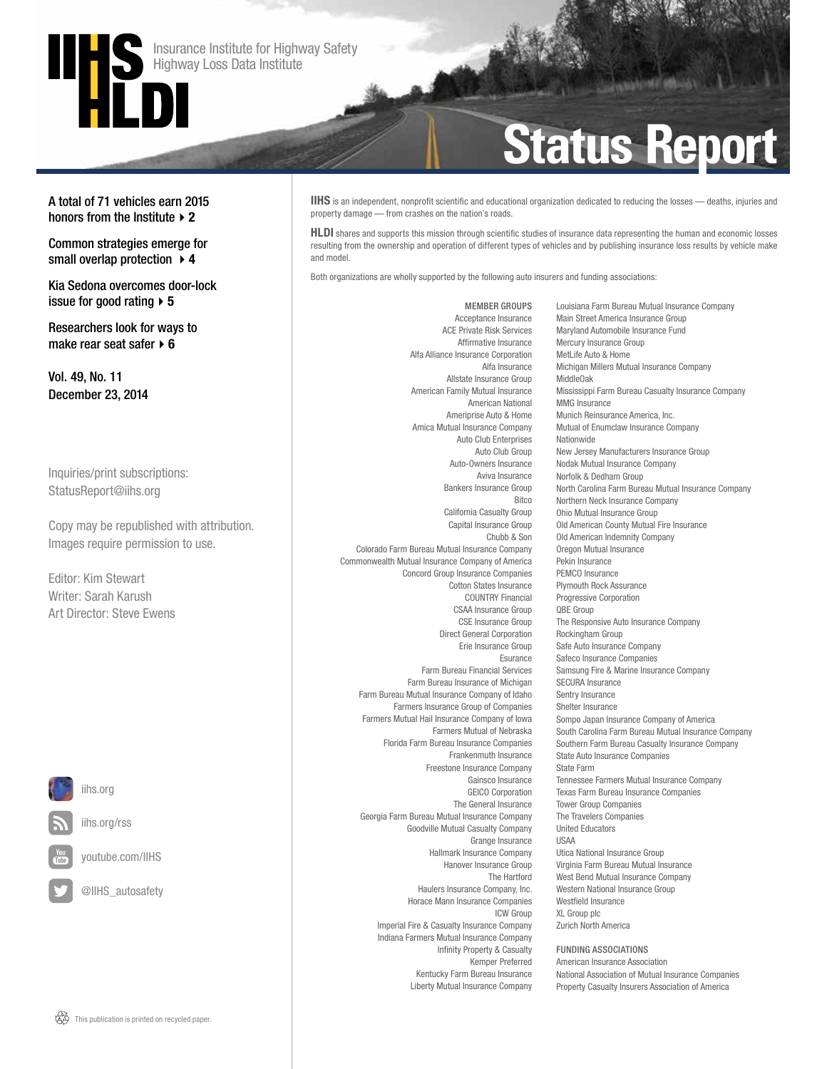# IIHS HLDI

Insurance Institute for Highway Safety
Highway Loss Data Institute

# Status Report

A total of 71 vehicles earn 2015 honors from the Institute ▶ 2

Common strategies emerge for small overlap protection ▶ 4

Kia Sedona overcomes door-lock issue for good rating ▶ 5

Researchers look for ways to make rear seat safer ▶ 6

Vol. 49, No. 11
December 23, 2014

Inquiries/print subscriptions:
StatusReport@iihs.org

Copy may be republished with attribution.
Images require permission to use.

Editor: Kim Stewart
Writer: Sarah Karush
Art Director: Steve Ewens

iihs.org

iihs.org/rss

youtube.com/IIHS

@IIHS_autosafety

**IIHS** is an independent, nonprofit scientific and educational organization dedicated to reducing the losses — deaths, injuries and property damage — from crashes on the nation's roads.

**HLDI** shares and supports this mission through scientific studies of insurance data representing the human and economic losses resulting from the ownership and operation of different types of vehicles and by publishing insurance loss results by vehicle make and model.

Both organizations are wholly supported by the following auto insurers and funding associations:

MEMBER GROUPS

Acceptance Insurance
ACE Private Risk Services
Affirmative Insurance
Alfa Alliance Insurance Corporation
Alfa Insurance
Allstate Insurance Group
American Family Mutual Insurance
American National
Ameriprise Auto & Home
Amica Mutual Insurance Company
Auto Club Enterprises
Auto Club Group
Auto-Owners Insurance
Aviva Insurance
Bankers Insurance Group
Bitco
California Casualty Group
Capital Insurance Group
Chubb & Son
Colorado Farm Bureau Mutual Insurance Company
Commonwealth Mutual Insurance Company of America
Concord Group Insurance Companies
Cotton States Insurance
COUNTRY Financial
CSAA Insurance Group
CSE Insurance Group
Direct General Corporation
Erie Insurance Group
Esurance
Farm Bureau Financial Services
Farm Bureau Insurance of Michigan
Farm Bureau Mutual Insurance Company of Idaho
Farmers Insurance Group of Companies
Farmers Mutual Hail Insurance Company of Iowa
Farmers Mutual of Nebraska
Florida Farm Bureau Insurance Companies
Frankenmuth Insurance
Freestone Insurance Company
Gainsco Insurance
GEICO Corporation
The General Insurance
Georgia Farm Bureau Mutual Insurance Company
Goodville Mutual Casualty Company
Grange Insurance
Hallmark Insurance Company
Hanover Insurance Group
The Hartford
Haulers Insurance Company, Inc.
Horace Mann Insurance Companies
ICW Group
Imperial Fire & Casualty Insurance Company
Indiana Farmers Mutual Insurance Company
Infinity Property & Casualty
Kemper Preferred
Kentucky Farm Bureau Insurance
Liberty Mutual Insurance Company
Louisiana Farm Bureau Mutual Insurance Company
Main Street America Insurance Group
Maryland Automobile Insurance Fund
Mercury Insurance Group
MetLife Auto & Home
Michigan Millers Mutual Insurance Company
MiddleOak
Mississippi Farm Bureau Casualty Insurance Company
MMG Insurance
Munich Reinsurance America, Inc.
Mutual of Enumclaw Insurance Company
Nationwide
New Jersey Manufacturers Insurance Group
Nodak Mutual Insurance Company
Norfolk & Dedham Group
North Carolina Farm Bureau Mutual Insurance Company
Northern Neck Insurance Company
Ohio Mutual Insurance Group
Old American County Mutual Fire Insurance
Old American Indemnity Company
Oregon Mutual Insurance
Pekin Insurance
PEMCO Insurance
Plymouth Rock Assurance
Progressive Corporation
QBE Group
The Responsive Auto Insurance Company
Rockingham Group
Safe Auto Insurance Company
Safeco Insurance Companies
Samsung Fire & Marine Insurance Company
SECURA Insurance
Sentry Insurance
Shelter Insurance
Sompo Japan Insurance Company of America
South Carolina Farm Bureau Mutual Insurance Company
Southern Farm Bureau Casualty Insurance Company
State Auto Insurance Companies
State Farm
Tennessee Farmers Mutual Insurance Company
Texas Farm Bureau Insurance Companies
Tower Group Companies
The Travelers Companies
United Educators
USAA
Utica National Insurance Group
Virginia Farm Bureau Mutual Insurance
West Bend Mutual Insurance Company
Western National Insurance Group
Westfield Insurance
XL Group plc
Zurich North America

FUNDING ASSOCIATIONS

American Insurance Association
National Association of Mutual Insurance Companies
Property Casualty Insurers Association of America

This publication is printed on recycled paper.